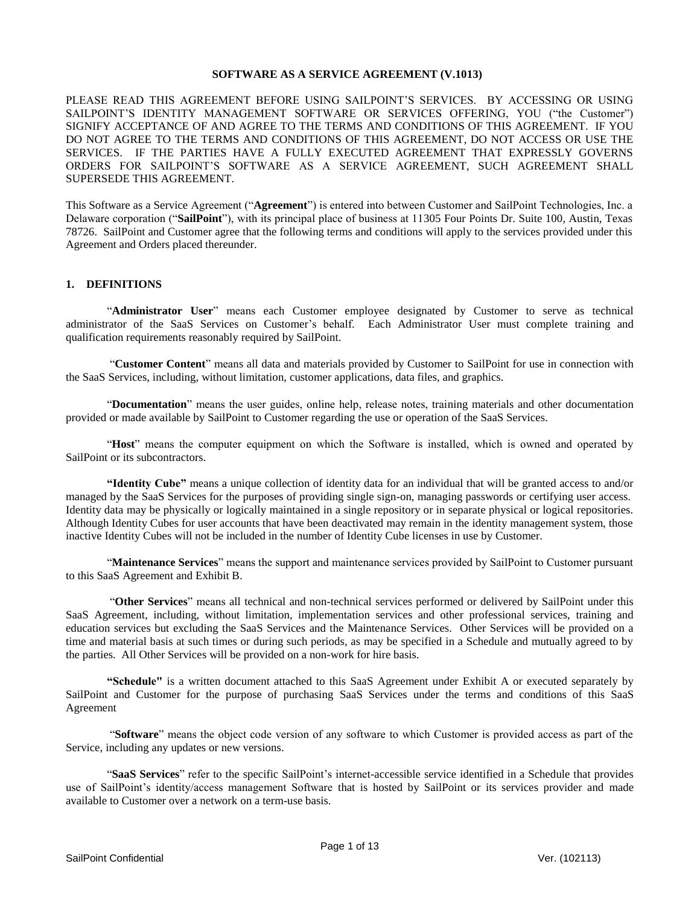# SOFTWARE AS A SERVICE AGREEMENT (V.1013)

PLEASE READ THIS AGREEMENT BEFORE USING SAILPOINT'S SERVICES. BY ACCESSING OR USING SAILPOINT'S IDENTITY MANAGEMENT SOFTWARE OR SERVICES OFFERING, YOU ("the Customer") SIGNIFY ACCEPTANCE OF AND AGREE TO THE TERMS AND CONDITIONS OF THIS AGREEMENT. IF YOU DO NOT AGREE TO THE TERMS AND CONDITIONS OF THIS AGREEMENT, DO NOT ACCESS OR USE THE SERVICES. IF THE PARTIES HAVE A FULLY EXECUTED AGREEMENT THAT EXPRESSLY GOVERNS ORDERS FOR SAILPOINT'S SOFTWARE AS A SERVICE AGREEMENT, SUCH AGREEMENT SHALL SUPERSEDE THIS AGREEMENT.

This Software as a Service Agreement ("**Agreement**") is entered into between Customer and SailPoint Technologies, Inc. a Delaware corporation ("**SailPoint**"), with its principal place of business at 11305 Four Points Dr. Suite 100, Austin, Texas 78726. SailPoint and Customer agree that the following terms and conditions will apply to the services provided under this Agreement and Orders placed thereunder.

## 1. DEFINITIONS

"**Administrator User**" means each Customer employee designated by Customer to serve as technical administrator of the SaaS Services on Customer's behalf. Each Administrator User must complete training and qualification requirements reasonably required by SailPoint.

"**Customer Content**" means all data and materials provided by Customer to SailPoint for use in connection with the SaaS Services, including, without limitation, customer applications, data files, and graphics.

"**Documentation**" means the user guides, online help, release notes, training materials and other documentation provided or made available by SailPoint to Customer regarding the use or operation of the SaaS Services.

"**Host**" means the computer equipment on which the Software is installed, which is owned and operated by SailPoint or its subcontractors.

**"Identity Cube"** means a unique collection of identity data for an individual that will be granted access to and/or managed by the SaaS Services for the purposes of providing single sign-on, managing passwords or certifying user access. Identity data may be physically or logically maintained in a single repository or in separate physical or logical repositories. Although Identity Cubes for user accounts that have been deactivated may remain in the identity management system, those inactive Identity Cubes will not be included in the number of Identity Cube licenses in use by Customer.

"**Maintenance Services**" means the support and maintenance services provided by SailPoint to Customer pursuant to this SaaS Agreement and Exhibit B.

"**Other Services**" means all technical and non-technical services performed or delivered by SailPoint under this SaaS Agreement, including, without limitation, implementation services and other professional services, training and education services but excluding the SaaS Services and the Maintenance Services. Other Services will be provided on a time and material basis at such times or during such periods, as may be specified in a Schedule and mutually agreed to by the parties. All Other Services will be provided on a non-work for hire basis.

**"Schedule"** is a written document attached to this SaaS Agreement under Exhibit A or executed separately by SailPoint and Customer for the purpose of purchasing SaaS Services under the terms and conditions of this SaaS Agreement

"**Software**" means the object code version of any software to which Customer is provided access as part of the Service, including any updates or new versions.

"**SaaS Services**" refer to the specific SailPoint's internet-accessible service identified in a Schedule that provides use of SailPoint's identity/access management Software that is hosted by SailPoint or its services provider and made available to Customer over a network on a term-use basis.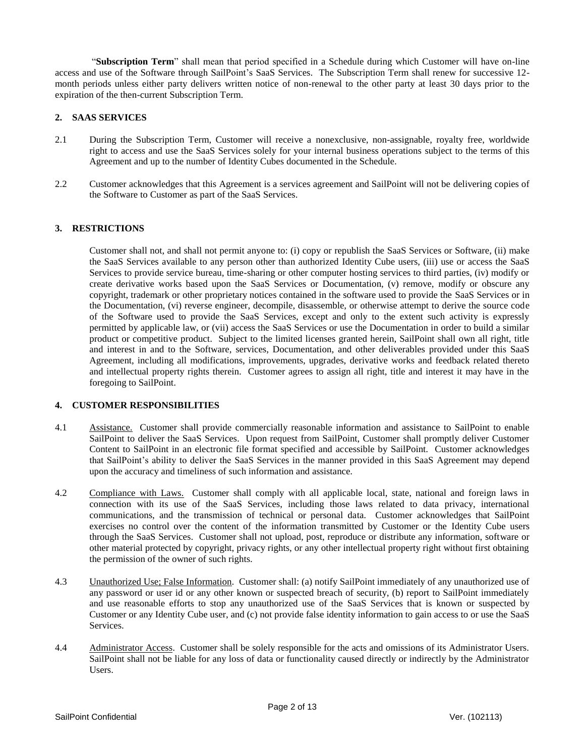"**Subscription Term**" shall mean that period specified in a Schedule during which Customer will have on-line access and use of the Software through SailPoint's SaaS Services. The Subscription Term shall renew for successive 12-month periods unless either party delivers written notice of non-renewal to the other party at least 30 days prior to the expiration of the then-current Subscription Term.

## 2. SAAS SERVICES

2.1 During the Subscription Term, Customer will receive a nonexclusive, non-assignable, royalty free, worldwide right to access and use the SaaS Services solely for your internal business operations subject to the terms of this Agreement and up to the number of Identity Cubes documented in the Schedule.

2.2 Customer acknowledges that this Agreement is a services agreement and SailPoint will not be delivering copies of the Software to Customer as part of the SaaS Services.

## 3. RESTRICTIONS

Customer shall not, and shall not permit anyone to: (i) copy or republish the SaaS Services or Software, (ii) make the SaaS Services available to any person other than authorized Identity Cube users, (iii) use or access the SaaS Services to provide service bureau, time-sharing or other computer hosting services to third parties, (iv) modify or create derivative works based upon the SaaS Services or Documentation, (v) remove, modify or obscure any copyright, trademark or other proprietary notices contained in the software used to provide the SaaS Services or in the Documentation, (vi) reverse engineer, decompile, disassemble, or otherwise attempt to derive the source code of the Software used to provide the SaaS Services, except and only to the extent such activity is expressly permitted by applicable law, or (vii) access the SaaS Services or use the Documentation in order to build a similar product or competitive product. Subject to the limited licenses granted herein, SailPoint shall own all right, title and interest in and to the Software, services, Documentation, and other deliverables provided under this SaaS Agreement, including all modifications, improvements, upgrades, derivative works and feedback related thereto and intellectual property rights therein. Customer agrees to assign all right, title and interest it may have in the foregoing to SailPoint.

## 4. CUSTOMER RESPONSIBILITIES

4.1 Assistance. Customer shall provide commercially reasonable information and assistance to SailPoint to enable SailPoint to deliver the SaaS Services. Upon request from SailPoint, Customer shall promptly deliver Customer Content to SailPoint in an electronic file format specified and accessible by SailPoint. Customer acknowledges that SailPoint's ability to deliver the SaaS Services in the manner provided in this SaaS Agreement may depend upon the accuracy and timeliness of such information and assistance.

4.2 Compliance with Laws. Customer shall comply with all applicable local, state, national and foreign laws in connection with its use of the SaaS Services, including those laws related to data privacy, international communications, and the transmission of technical or personal data. Customer acknowledges that SailPoint exercises no control over the content of the information transmitted by Customer or the Identity Cube users through the SaaS Services. Customer shall not upload, post, reproduce or distribute any information, software or other material protected by copyright, privacy rights, or any other intellectual property right without first obtaining the permission of the owner of such rights.

4.3 Unauthorized Use; False Information. Customer shall: (a) notify SailPoint immediately of any unauthorized use of any password or user id or any other known or suspected breach of security, (b) report to SailPoint immediately and use reasonable efforts to stop any unauthorized use of the SaaS Services that is known or suspected by Customer or any Identity Cube user, and (c) not provide false identity information to gain access to or use the SaaS Services.

4.4 Administrator Access. Customer shall be solely responsible for the acts and omissions of its Administrator Users. SailPoint shall not be liable for any loss of data or functionality caused directly or indirectly by the Administrator Users.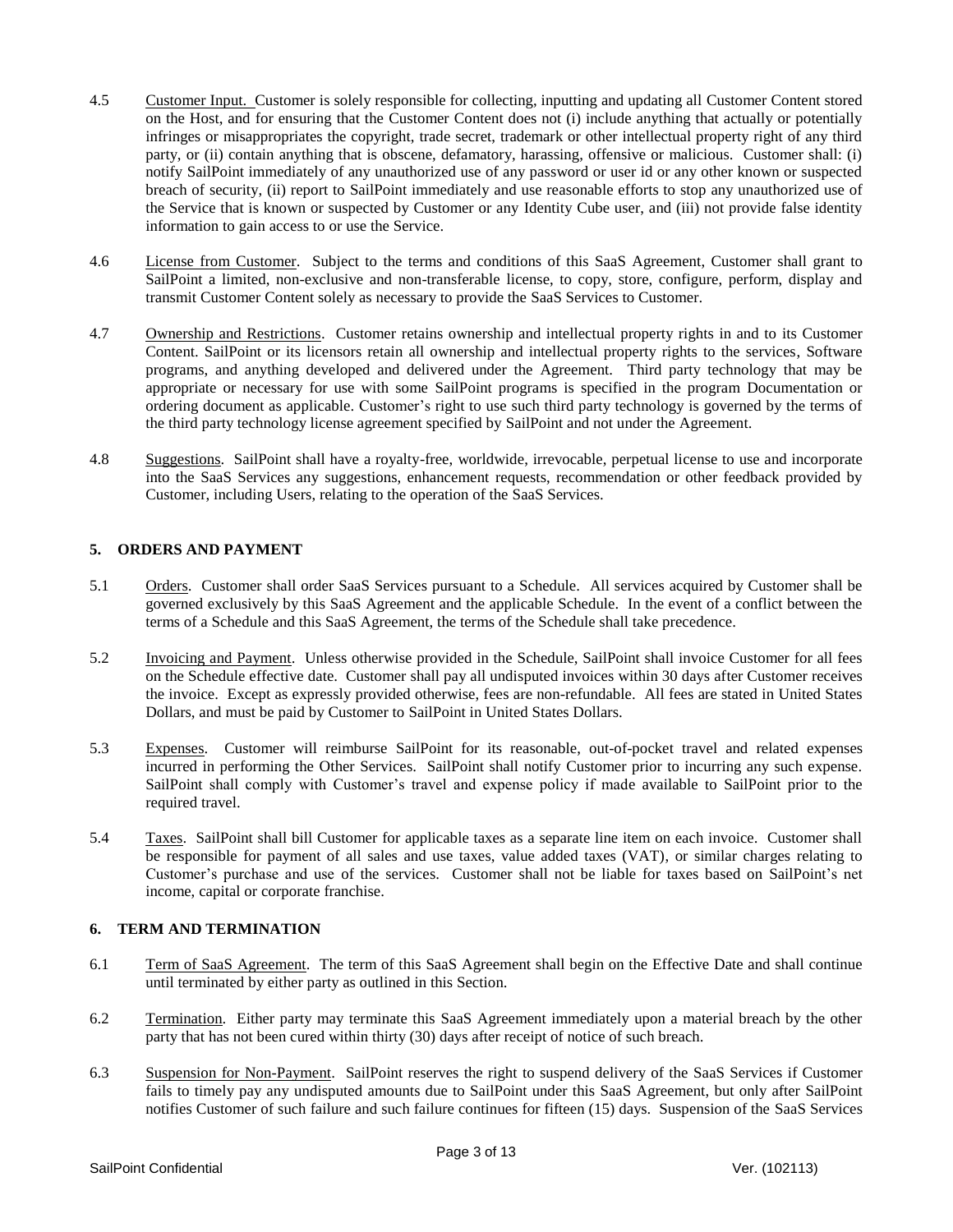4.5 Customer Input. Customer is solely responsible for collecting, inputting and updating all Customer Content stored on the Host, and for ensuring that the Customer Content does not (i) include anything that actually or potentially infringes or misappropriates the copyright, trade secret, trademark or other intellectual property right of any third party, or (ii) contain anything that is obscene, defamatory, harassing, offensive or malicious. Customer shall: (i) notify SailPoint immediately of any unauthorized use of any password or user id or any other known or suspected breach of security, (ii) report to SailPoint immediately and use reasonable efforts to stop any unauthorized use of the Service that is known or suspected by Customer or any Identity Cube user, and (iii) not provide false identity information to gain access to or use the Service.

4.6 License from Customer. Subject to the terms and conditions of this SaaS Agreement, Customer shall grant to SailPoint a limited, non-exclusive and non-transferable license, to copy, store, configure, perform, display and transmit Customer Content solely as necessary to provide the SaaS Services to Customer.

4.7 Ownership and Restrictions. Customer retains ownership and intellectual property rights in and to its Customer Content. SailPoint or its licensors retain all ownership and intellectual property rights to the services, Software programs, and anything developed and delivered under the Agreement. Third party technology that may be appropriate or necessary for use with some SailPoint programs is specified in the program Documentation or ordering document as applicable. Customer's right to use such third party technology is governed by the terms of the third party technology license agreement specified by SailPoint and not under the Agreement.

4.8 Suggestions. SailPoint shall have a royalty-free, worldwide, irrevocable, perpetual license to use and incorporate into the SaaS Services any suggestions, enhancement requests, recommendation or other feedback provided by Customer, including Users, relating to the operation of the SaaS Services.

## 5. ORDERS AND PAYMENT

5.1 Orders. Customer shall order SaaS Services pursuant to a Schedule. All services acquired by Customer shall be governed exclusively by this SaaS Agreement and the applicable Schedule. In the event of a conflict between the terms of a Schedule and this SaaS Agreement, the terms of the Schedule shall take precedence.

5.2 Invoicing and Payment. Unless otherwise provided in the Schedule, SailPoint shall invoice Customer for all fees on the Schedule effective date. Customer shall pay all undisputed invoices within 30 days after Customer receives the invoice. Except as expressly provided otherwise, fees are non-refundable. All fees are stated in United States Dollars, and must be paid by Customer to SailPoint in United States Dollars.

5.3 Expenses. Customer will reimburse SailPoint for its reasonable, out-of-pocket travel and related expenses incurred in performing the Other Services. SailPoint shall notify Customer prior to incurring any such expense. SailPoint shall comply with Customer's travel and expense policy if made available to SailPoint prior to the required travel.

5.4 Taxes. SailPoint shall bill Customer for applicable taxes as a separate line item on each invoice. Customer shall be responsible for payment of all sales and use taxes, value added taxes (VAT), or similar charges relating to Customer's purchase and use of the services. Customer shall not be liable for taxes based on SailPoint's net income, capital or corporate franchise.

## 6. TERM AND TERMINATION

6.1 Term of SaaS Agreement. The term of this SaaS Agreement shall begin on the Effective Date and shall continue until terminated by either party as outlined in this Section.

6.2 Termination. Either party may terminate this SaaS Agreement immediately upon a material breach by the other party that has not been cured within thirty (30) days after receipt of notice of such breach.

6.3 Suspension for Non-Payment. SailPoint reserves the right to suspend delivery of the SaaS Services if Customer fails to timely pay any undisputed amounts due to SailPoint under this SaaS Agreement, but only after SailPoint notifies Customer of such failure and such failure continues for fifteen (15) days. Suspension of the SaaS Services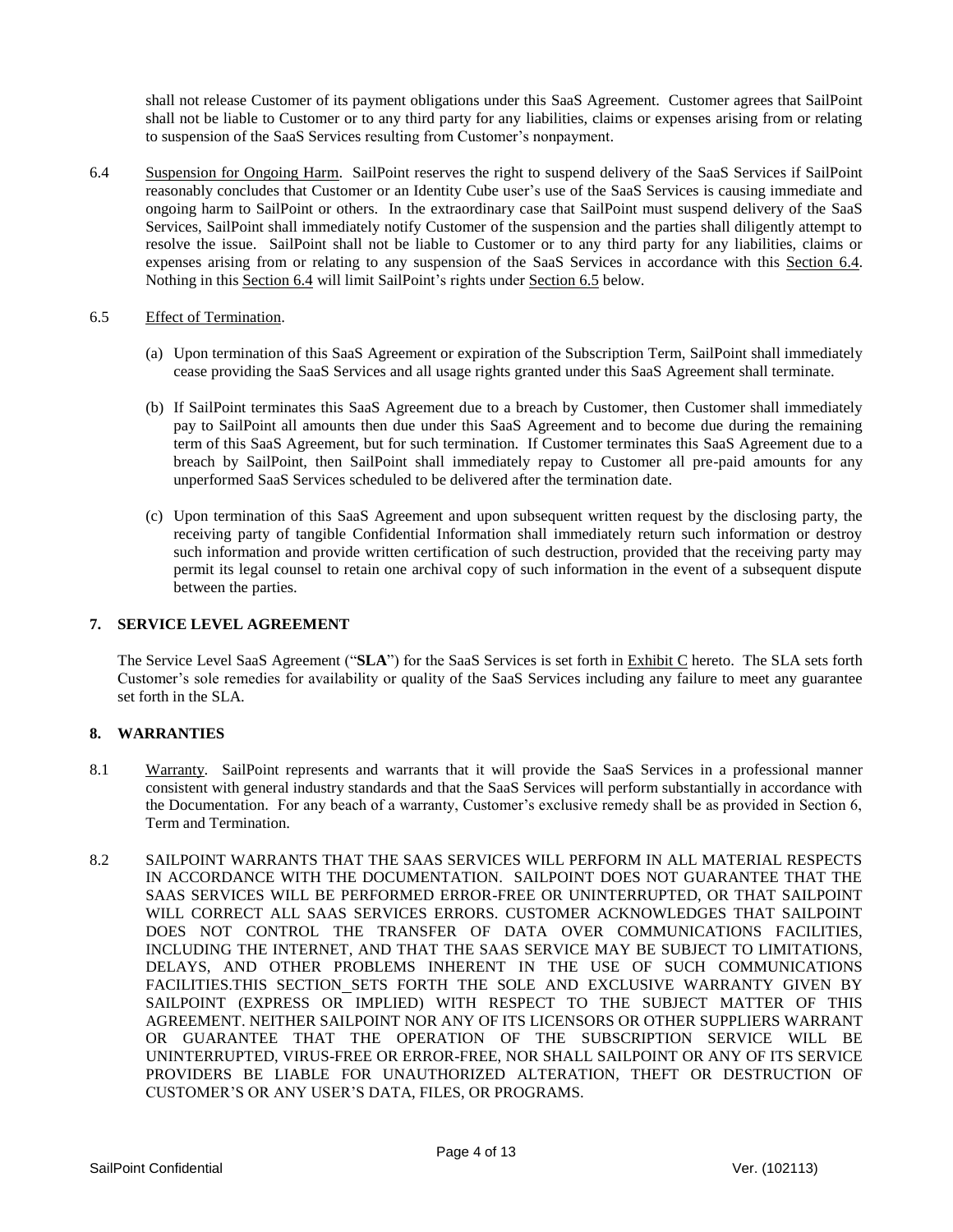shall not release Customer of its payment obligations under this SaaS Agreement. Customer agrees that SailPoint shall not be liable to Customer or to any third party for any liabilities, claims or expenses arising from or relating to suspension of the SaaS Services resulting from Customer's nonpayment.

6.4 Suspension for Ongoing Harm. SailPoint reserves the right to suspend delivery of the SaaS Services if SailPoint reasonably concludes that Customer or an Identity Cube user's use of the SaaS Services is causing immediate and ongoing harm to SailPoint or others. In the extraordinary case that SailPoint must suspend delivery of the SaaS Services, SailPoint shall immediately notify Customer of the suspension and the parties shall diligently attempt to resolve the issue. SailPoint shall not be liable to Customer or to any third party for any liabilities, claims or expenses arising from or relating to any suspension of the SaaS Services in accordance with this Section 6.4. Nothing in this Section 6.4 will limit SailPoint's rights under Section 6.5 below.

6.5 Effect of Termination.

(a) Upon termination of this SaaS Agreement or expiration of the Subscription Term, SailPoint shall immediately cease providing the SaaS Services and all usage rights granted under this SaaS Agreement shall terminate.

(b) If SailPoint terminates this SaaS Agreement due to a breach by Customer, then Customer shall immediately pay to SailPoint all amounts then due under this SaaS Agreement and to become due during the remaining term of this SaaS Agreement, but for such termination. If Customer terminates this SaaS Agreement due to a breach by SailPoint, then SailPoint shall immediately repay to Customer all pre-paid amounts for any unperformed SaaS Services scheduled to be delivered after the termination date.

(c) Upon termination of this SaaS Agreement and upon subsequent written request by the disclosing party, the receiving party of tangible Confidential Information shall immediately return such information or destroy such information and provide written certification of such destruction, provided that the receiving party may permit its legal counsel to retain one archival copy of such information in the event of a subsequent dispute between the parties.

## 7. SERVICE LEVEL AGREEMENT

The Service Level SaaS Agreement ("**SLA**") for the SaaS Services is set forth in Exhibit C hereto. The SLA sets forth Customer's sole remedies for availability or quality of the SaaS Services including any failure to meet any guarantee set forth in the SLA.

## 8. WARRANTIES

8.1 Warranty. SailPoint represents and warrants that it will provide the SaaS Services in a professional manner consistent with general industry standards and that the SaaS Services will perform substantially in accordance with the Documentation. For any beach of a warranty, Customer's exclusive remedy shall be as provided in Section 6, Term and Termination.

8.2 SAILPOINT WARRANTS THAT THE SAAS SERVICES WILL PERFORM IN ALL MATERIAL RESPECTS IN ACCORDANCE WITH THE DOCUMENTATION. SAILPOINT DOES NOT GUARANTEE THAT THE SAAS SERVICES WILL BE PERFORMED ERROR-FREE OR UNINTERRUPTED, OR THAT SAILPOINT WILL CORRECT ALL SAAS SERVICES ERRORS. CUSTOMER ACKNOWLEDGES THAT SAILPOINT DOES NOT CONTROL THE TRANSFER OF DATA OVER COMMUNICATIONS FACILITIES, INCLUDING THE INTERNET, AND THAT THE SAAS SERVICE MAY BE SUBJECT TO LIMITATIONS, DELAYS, AND OTHER PROBLEMS INHERENT IN THE USE OF SUCH COMMUNICATIONS FACILITIES.THIS SECTION SETS FORTH THE SOLE AND EXCLUSIVE WARRANTY GIVEN BY SAILPOINT (EXPRESS OR IMPLIED) WITH RESPECT TO THE SUBJECT MATTER OF THIS AGREEMENT. NEITHER SAILPOINT NOR ANY OF ITS LICENSORS OR OTHER SUPPLIERS WARRANT OR GUARANTEE THAT THE OPERATION OF THE SUBSCRIPTION SERVICE WILL BE UNINTERRUPTED, VIRUS-FREE OR ERROR-FREE, NOR SHALL SAILPOINT OR ANY OF ITS SERVICE PROVIDERS BE LIABLE FOR UNAUTHORIZED ALTERATION, THEFT OR DESTRUCTION OF CUSTOMER'S OR ANY USER'S DATA, FILES, OR PROGRAMS.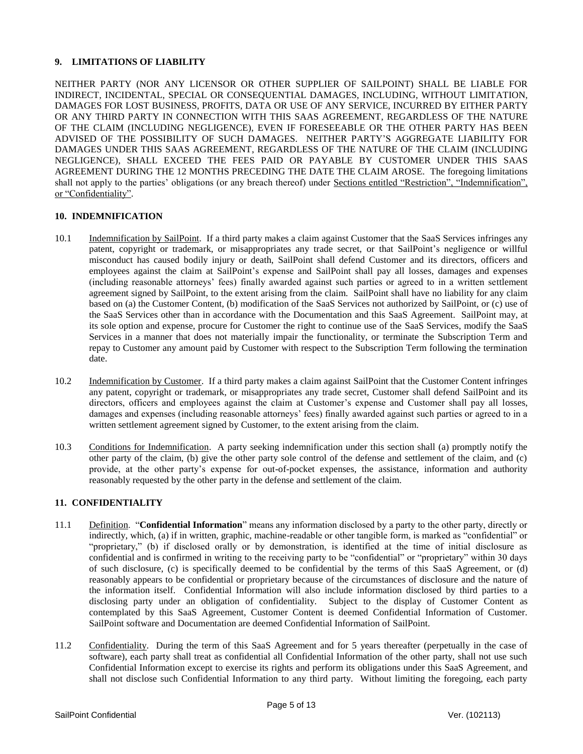## 9. LIMITATIONS OF LIABILITY

NEITHER PARTY (NOR ANY LICENSOR OR OTHER SUPPLIER OF SAILPOINT) SHALL BE LIABLE FOR INDIRECT, INCIDENTAL, SPECIAL OR CONSEQUENTIAL DAMAGES, INCLUDING, WITHOUT LIMITATION, DAMAGES FOR LOST BUSINESS, PROFITS, DATA OR USE OF ANY SERVICE, INCURRED BY EITHER PARTY OR ANY THIRD PARTY IN CONNECTION WITH THIS SAAS AGREEMENT, REGARDLESS OF THE NATURE OF THE CLAIM (INCLUDING NEGLIGENCE), EVEN IF FORESEEABLE OR THE OTHER PARTY HAS BEEN ADVISED OF THE POSSIBILITY OF SUCH DAMAGES. NEITHER PARTY'S AGGREGATE LIABILITY FOR DAMAGES UNDER THIS SAAS AGREEMENT, REGARDLESS OF THE NATURE OF THE CLAIM (INCLUDING NEGLIGENCE), SHALL EXCEED THE FEES PAID OR PAYABLE BY CUSTOMER UNDER THIS SAAS AGREEMENT DURING THE 12 MONTHS PRECEDING THE DATE THE CLAIM AROSE. The foregoing limitations shall not apply to the parties' obligations (or any breach thereof) under Sections entitled "Restriction", "Indemnification", or "Confidentiality".

## 10. INDEMNIFICATION

10.1 Indemnification by SailPoint. If a third party makes a claim against Customer that the SaaS Services infringes any patent, copyright or trademark, or misappropriates any trade secret, or that SailPoint's negligence or willful misconduct has caused bodily injury or death, SailPoint shall defend Customer and its directors, officers and employees against the claim at SailPoint's expense and SailPoint shall pay all losses, damages and expenses (including reasonable attorneys' fees) finally awarded against such parties or agreed to in a written settlement agreement signed by SailPoint, to the extent arising from the claim. SailPoint shall have no liability for any claim based on (a) the Customer Content, (b) modification of the SaaS Services not authorized by SailPoint, or (c) use of the SaaS Services other than in accordance with the Documentation and this SaaS Agreement. SailPoint may, at its sole option and expense, procure for Customer the right to continue use of the SaaS Services, modify the SaaS Services in a manner that does not materially impair the functionality, or terminate the Subscription Term and repay to Customer any amount paid by Customer with respect to the Subscription Term following the termination date.

10.2 Indemnification by Customer. If a third party makes a claim against SailPoint that the Customer Content infringes any patent, copyright or trademark, or misappropriates any trade secret, Customer shall defend SailPoint and its directors, officers and employees against the claim at Customer's expense and Customer shall pay all losses, damages and expenses (including reasonable attorneys' fees) finally awarded against such parties or agreed to in a written settlement agreement signed by Customer, to the extent arising from the claim.

10.3 Conditions for Indemnification. A party seeking indemnification under this section shall (a) promptly notify the other party of the claim, (b) give the other party sole control of the defense and settlement of the claim, and (c) provide, at the other party's expense for out-of-pocket expenses, the assistance, information and authority reasonably requested by the other party in the defense and settlement of the claim.

## 11. CONFIDENTIALITY

11.1 Definition. "**Confidential Information**" means any information disclosed by a party to the other party, directly or indirectly, which, (a) if in written, graphic, machine-readable or other tangible form, is marked as "confidential" or "proprietary," (b) if disclosed orally or by demonstration, is identified at the time of initial disclosure as confidential and is confirmed in writing to the receiving party to be "confidential" or "proprietary" within 30 days of such disclosure, (c) is specifically deemed to be confidential by the terms of this SaaS Agreement, or (d) reasonably appears to be confidential or proprietary because of the circumstances of disclosure and the nature of the information itself. Confidential Information will also include information disclosed by third parties to a disclosing party under an obligation of confidentiality. Subject to the display of Customer Content as contemplated by this SaaS Agreement, Customer Content is deemed Confidential Information of Customer. SailPoint software and Documentation are deemed Confidential Information of SailPoint.

11.2 Confidentiality. During the term of this SaaS Agreement and for 5 years thereafter (perpetually in the case of software), each party shall treat as confidential all Confidential Information of the other party, shall not use such Confidential Information except to exercise its rights and perform its obligations under this SaaS Agreement, and shall not disclose such Confidential Information to any third party. Without limiting the foregoing, each party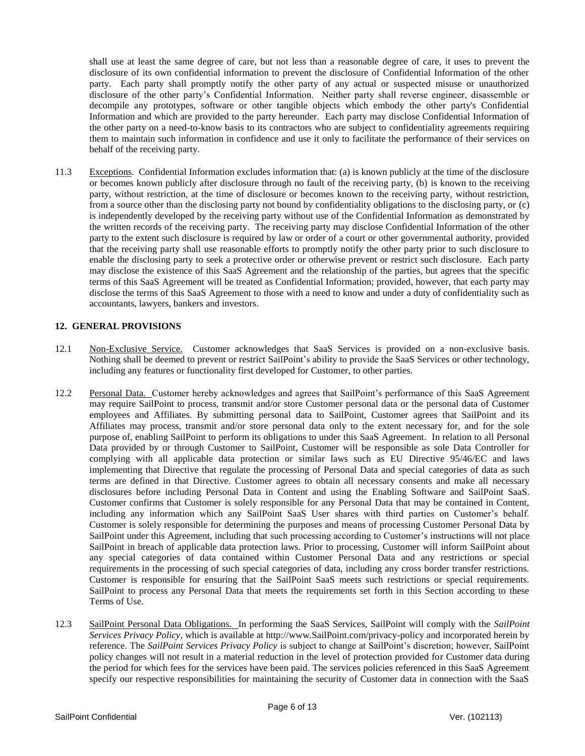shall use at least the same degree of care, but not less than a reasonable degree of care, it uses to prevent the disclosure of its own confidential information to prevent the disclosure of Confidential Information of the other party. Each party shall promptly notify the other party of any actual or suspected misuse or unauthorized disclosure of the other party's Confidential Information. Neither party shall reverse engineer, disassemble or decompile any prototypes, software or other tangible objects which embody the other party's Confidential Information and which are provided to the party hereunder. Each party may disclose Confidential Information of the other party on a need-to-know basis to its contractors who are subject to confidentiality agreements requiring them to maintain such information in confidence and use it only to facilitate the performance of their services on behalf of the receiving party.

11.3 Exceptions. Confidential Information excludes information that: (a) is known publicly at the time of the disclosure or becomes known publicly after disclosure through no fault of the receiving party, (b) is known to the receiving party, without restriction, at the time of disclosure or becomes known to the receiving party, without restriction, from a source other than the disclosing party not bound by confidentiality obligations to the disclosing party, or (c) is independently developed by the receiving party without use of the Confidential Information as demonstrated by the written records of the receiving party. The receiving party may disclose Confidential Information of the other party to the extent such disclosure is required by law or order of a court or other governmental authority, provided that the receiving party shall use reasonable efforts to promptly notify the other party prior to such disclosure to enable the disclosing party to seek a protective order or otherwise prevent or restrict such disclosure. Each party may disclose the existence of this SaaS Agreement and the relationship of the parties, but agrees that the specific terms of this SaaS Agreement will be treated as Confidential Information; provided, however, that each party may disclose the terms of this SaaS Agreement to those with a need to know and under a duty of confidentiality such as accountants, lawyers, bankers and investors.

## 12. GENERAL PROVISIONS

12.1 Non-Exclusive Service. Customer acknowledges that SaaS Services is provided on a non-exclusive basis. Nothing shall be deemed to prevent or restrict SailPoint's ability to provide the SaaS Services or other technology, including any features or functionality first developed for Customer, to other parties.

12.2 Personal Data. Customer hereby acknowledges and agrees that SailPoint's performance of this SaaS Agreement may require SailPoint to process, transmit and/or store Customer personal data or the personal data of Customer employees and Affiliates. By submitting personal data to SailPoint, Customer agrees that SailPoint and its Affiliates may process, transmit and/or store personal data only to the extent necessary for, and for the sole purpose of, enabling SailPoint to perform its obligations to under this SaaS Agreement. In relation to all Personal Data provided by or through Customer to SailPoint, Customer will be responsible as sole Data Controller for complying with all applicable data protection or similar laws such as EU Directive 95/46/EC and laws implementing that Directive that regulate the processing of Personal Data and special categories of data as such terms are defined in that Directive. Customer agrees to obtain all necessary consents and make all necessary disclosures before including Personal Data in Content and using the Enabling Software and SailPoint SaaS. Customer confirms that Customer is solely responsible for any Personal Data that may be contained in Content, including any information which any SailPoint SaaS User shares with third parties on Customer's behalf. Customer is solely responsible for determining the purposes and means of processing Customer Personal Data by SailPoint under this Agreement, including that such processing according to Customer's instructions will not place SailPoint in breach of applicable data protection laws. Prior to processing, Customer will inform SailPoint about any special categories of data contained within Customer Personal Data and any restrictions or special requirements in the processing of such special categories of data, including any cross border transfer restrictions. Customer is responsible for ensuring that the SailPoint SaaS meets such restrictions or special requirements. SailPoint to process any Personal Data that meets the requirements set forth in this Section according to these Terms of Use.

12.3 SailPoint Personal Data Obligations. In performing the SaaS Services, SailPoint will comply with the *SailPoint Services Privacy Policy*, which is available at http://www.SailPoint.com/privacy-policy and incorporated herein by reference. The *SailPoint Services Privacy Policy* is subject to change at SailPoint's discretion; however, SailPoint policy changes will not result in a material reduction in the level of protection provided for Customer data during the period for which fees for the services have been paid. The services policies referenced in this SaaS Agreement specify our respective responsibilities for maintaining the security of Customer data in connection with the SaaS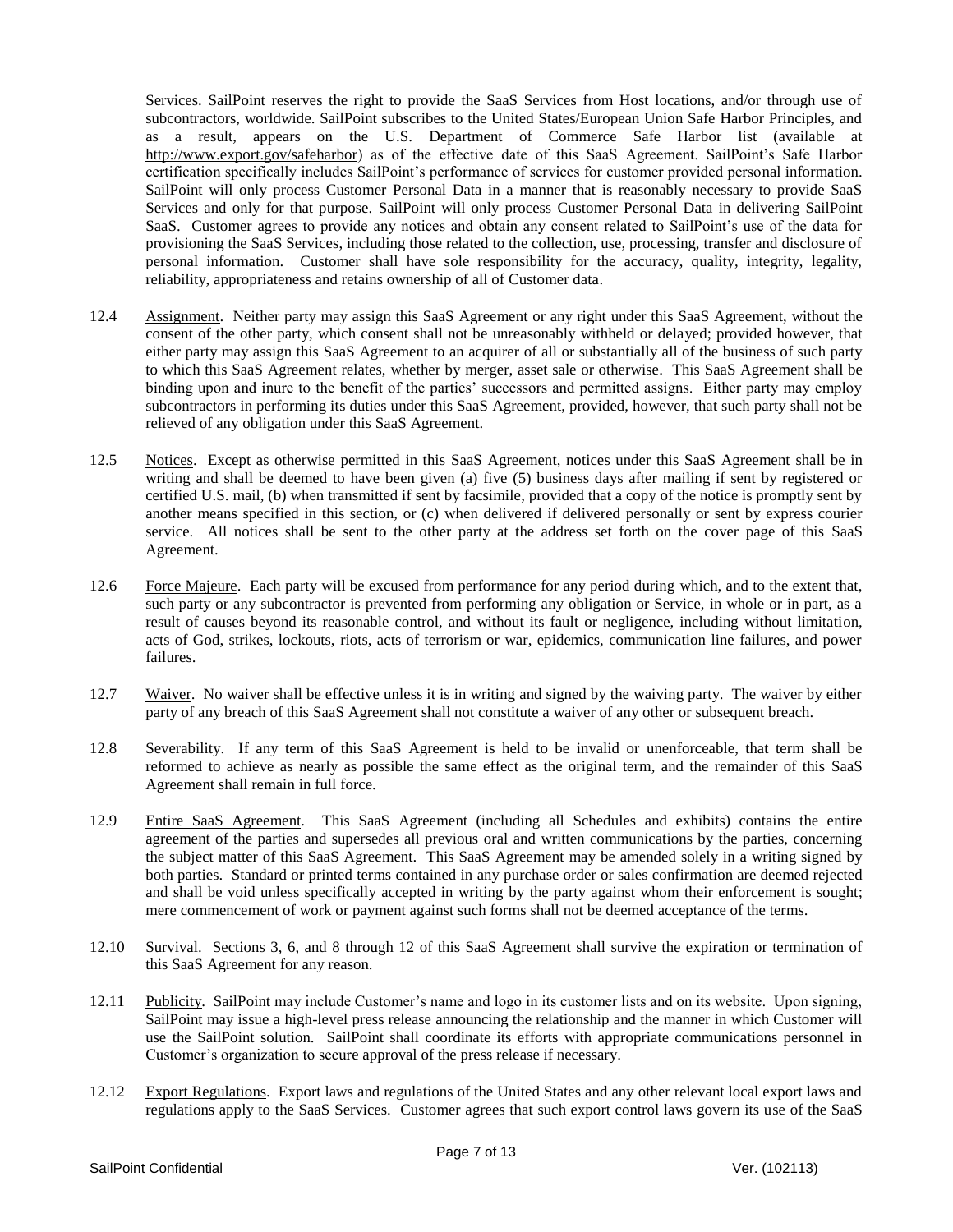Services. SailPoint reserves the right to provide the SaaS Services from Host locations, and/or through use of subcontractors, worldwide. SailPoint subscribes to the United States/European Union Safe Harbor Principles, and as a result, appears on the U.S. Department of Commerce Safe Harbor list (available at http://www.export.gov/safeharbor) as of the effective date of this SaaS Agreement. SailPoint's Safe Harbor certification specifically includes SailPoint's performance of services for customer provided personal information. SailPoint will only process Customer Personal Data in a manner that is reasonably necessary to provide SaaS Services and only for that purpose. SailPoint will only process Customer Personal Data in delivering SailPoint SaaS. Customer agrees to provide any notices and obtain any consent related to SailPoint's use of the data for provisioning the SaaS Services, including those related to the collection, use, processing, transfer and disclosure of personal information. Customer shall have sole responsibility for the accuracy, quality, integrity, legality, reliability, appropriateness and retains ownership of all of Customer data.

12.4 Assignment. Neither party may assign this SaaS Agreement or any right under this SaaS Agreement, without the consent of the other party, which consent shall not be unreasonably withheld or delayed; provided however, that either party may assign this SaaS Agreement to an acquirer of all or substantially all of the business of such party to which this SaaS Agreement relates, whether by merger, asset sale or otherwise. This SaaS Agreement shall be binding upon and inure to the benefit of the parties' successors and permitted assigns. Either party may employ subcontractors in performing its duties under this SaaS Agreement, provided, however, that such party shall not be relieved of any obligation under this SaaS Agreement.

12.5 Notices. Except as otherwise permitted in this SaaS Agreement, notices under this SaaS Agreement shall be in writing and shall be deemed to have been given (a) five (5) business days after mailing if sent by registered or certified U.S. mail, (b) when transmitted if sent by facsimile, provided that a copy of the notice is promptly sent by another means specified in this section, or (c) when delivered if delivered personally or sent by express courier service. All notices shall be sent to the other party at the address set forth on the cover page of this SaaS Agreement.

12.6 Force Majeure. Each party will be excused from performance for any period during which, and to the extent that, such party or any subcontractor is prevented from performing any obligation or Service, in whole or in part, as a result of causes beyond its reasonable control, and without its fault or negligence, including without limitation, acts of God, strikes, lockouts, riots, acts of terrorism or war, epidemics, communication line failures, and power failures.

12.7 Waiver. No waiver shall be effective unless it is in writing and signed by the waiving party. The waiver by either party of any breach of this SaaS Agreement shall not constitute a waiver of any other or subsequent breach.

12.8 Severability. If any term of this SaaS Agreement is held to be invalid or unenforceable, that term shall be reformed to achieve as nearly as possible the same effect as the original term, and the remainder of this SaaS Agreement shall remain in full force.

12.9 Entire SaaS Agreement. This SaaS Agreement (including all Schedules and exhibits) contains the entire agreement of the parties and supersedes all previous oral and written communications by the parties, concerning the subject matter of this SaaS Agreement. This SaaS Agreement may be amended solely in a writing signed by both parties. Standard or printed terms contained in any purchase order or sales confirmation are deemed rejected and shall be void unless specifically accepted in writing by the party against whom their enforcement is sought; mere commencement of work or payment against such forms shall not be deemed acceptance of the terms.

12.10 Survival. Sections 3, 6, and 8 through 12 of this SaaS Agreement shall survive the expiration or termination of this SaaS Agreement for any reason.

12.11 Publicity. SailPoint may include Customer's name and logo in its customer lists and on its website. Upon signing, SailPoint may issue a high-level press release announcing the relationship and the manner in which Customer will use the SailPoint solution. SailPoint shall coordinate its efforts with appropriate communications personnel in Customer's organization to secure approval of the press release if necessary.

12.12 Export Regulations. Export laws and regulations of the United States and any other relevant local export laws and regulations apply to the SaaS Services. Customer agrees that such export control laws govern its use of the SaaS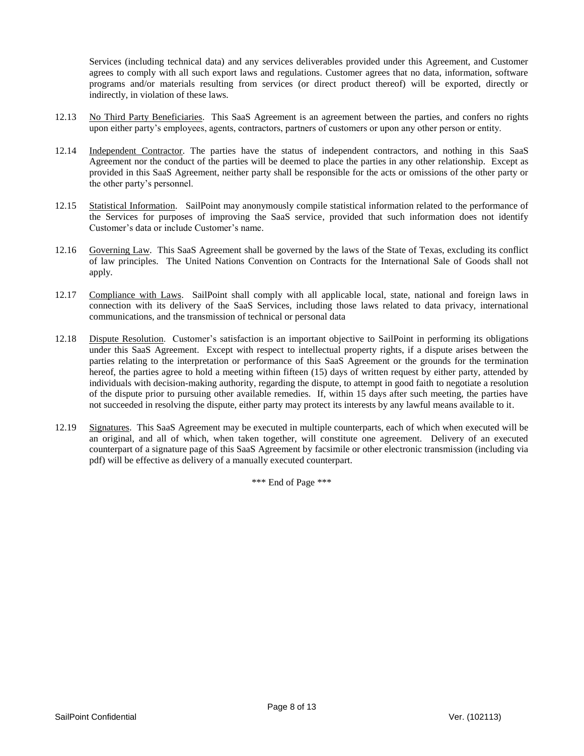Services (including technical data) and any services deliverables provided under this Agreement, and Customer agrees to comply with all such export laws and regulations. Customer agrees that no data, information, software programs and/or materials resulting from services (or direct product thereof) will be exported, directly or indirectly, in violation of these laws.

12.13 No Third Party Beneficiaries. This SaaS Agreement is an agreement between the parties, and confers no rights upon either party's employees, agents, contractors, partners of customers or upon any other person or entity.

12.14 Independent Contractor. The parties have the status of independent contractors, and nothing in this SaaS Agreement nor the conduct of the parties will be deemed to place the parties in any other relationship. Except as provided in this SaaS Agreement, neither party shall be responsible for the acts or omissions of the other party or the other party's personnel.

12.15 Statistical Information. SailPoint may anonymously compile statistical information related to the performance of the Services for purposes of improving the SaaS service, provided that such information does not identify Customer's data or include Customer's name.

12.16 Governing Law. This SaaS Agreement shall be governed by the laws of the State of Texas, excluding its conflict of law principles. The United Nations Convention on Contracts for the International Sale of Goods shall not apply.

12.17 Compliance with Laws. SailPoint shall comply with all applicable local, state, national and foreign laws in connection with its delivery of the SaaS Services, including those laws related to data privacy, international communications, and the transmission of technical or personal data

12.18 Dispute Resolution. Customer's satisfaction is an important objective to SailPoint in performing its obligations under this SaaS Agreement. Except with respect to intellectual property rights, if a dispute arises between the parties relating to the interpretation or performance of this SaaS Agreement or the grounds for the termination hereof, the parties agree to hold a meeting within fifteen (15) days of written request by either party, attended by individuals with decision-making authority, regarding the dispute, to attempt in good faith to negotiate a resolution of the dispute prior to pursuing other available remedies. If, within 15 days after such meeting, the parties have not succeeded in resolving the dispute, either party may protect its interests by any lawful means available to it.

12.19 Signatures. This SaaS Agreement may be executed in multiple counterparts, each of which when executed will be an original, and all of which, when taken together, will constitute one agreement. Delivery of an executed counterpart of a signature page of this SaaS Agreement by facsimile or other electronic transmission (including via pdf) will be effective as delivery of a manually executed counterpart.

*** End of Page ***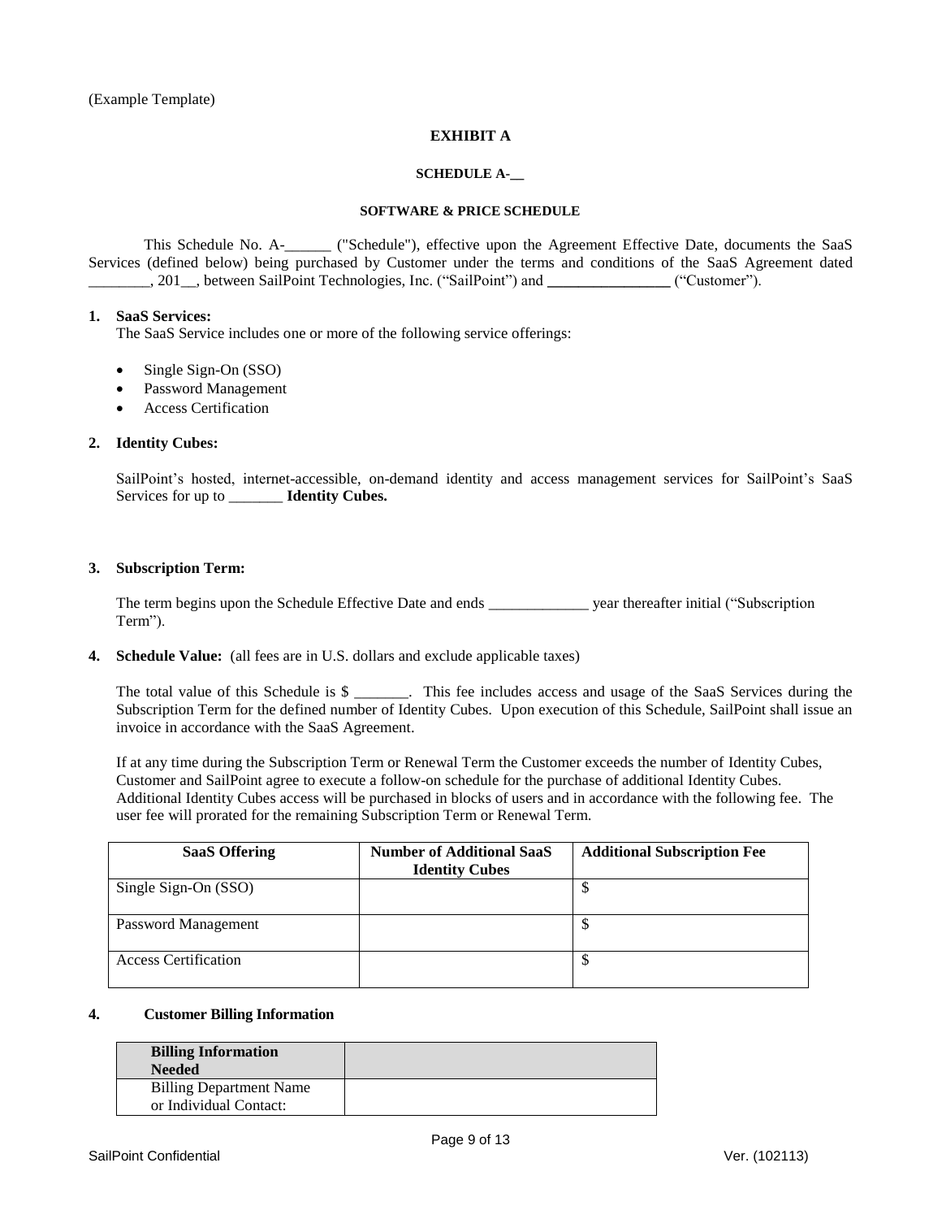(Example Template)

**EXHIBIT A**

**SCHEDULE A-__**

**SOFTWARE & PRICE SCHEDULE**

This Schedule No. A-______ ("Schedule"), effective upon the Agreement Effective Date, documents the SaaS Services (defined below) being purchased by Customer under the terms and conditions of the SaaS Agreement dated ________, 201__, between SailPoint Technologies, Inc. ("SailPoint") and ________________ ("Customer").

**1. SaaS Services:**

The SaaS Service includes one or more of the following service offerings:

- Single Sign-On (SSO)
- Password Management
- Access Certification

**2. Identity Cubes:**

SailPoint's hosted, internet-accessible, on-demand identity and access management services for SailPoint's SaaS Services for up to _______ **Identity Cubes.**

**3. Subscription Term:**

The term begins upon the Schedule Effective Date and ends _____________ year thereafter initial ("Subscription Term").

**4. Schedule Value:** (all fees are in U.S. dollars and exclude applicable taxes)

The total value of this Schedule is $ _______. This fee includes access and usage of the SaaS Services during the Subscription Term for the defined number of Identity Cubes. Upon execution of this Schedule, SailPoint shall issue an invoice in accordance with the SaaS Agreement.

If at any time during the Subscription Term or Renewal Term the Customer exceeds the number of Identity Cubes, Customer and SailPoint agree to execute a follow-on schedule for the purchase of additional Identity Cubes. Additional Identity Cubes access will be purchased in blocks of users and in accordance with the following fee. The user fee will prorated for the remaining Subscription Term or Renewal Term.

| SaaS Offering | Number of Additional SaaS Identity Cubes | Additional Subscription Fee |
|---|---|---|
| Single Sign-On (SSO) | | $ |
| Password Management | | $ |
| Access Certification | | $ |

**4. Customer Billing Information**

| Billing Information Needed | |
|---|---|
| Billing Department Name or Individual Contact: | |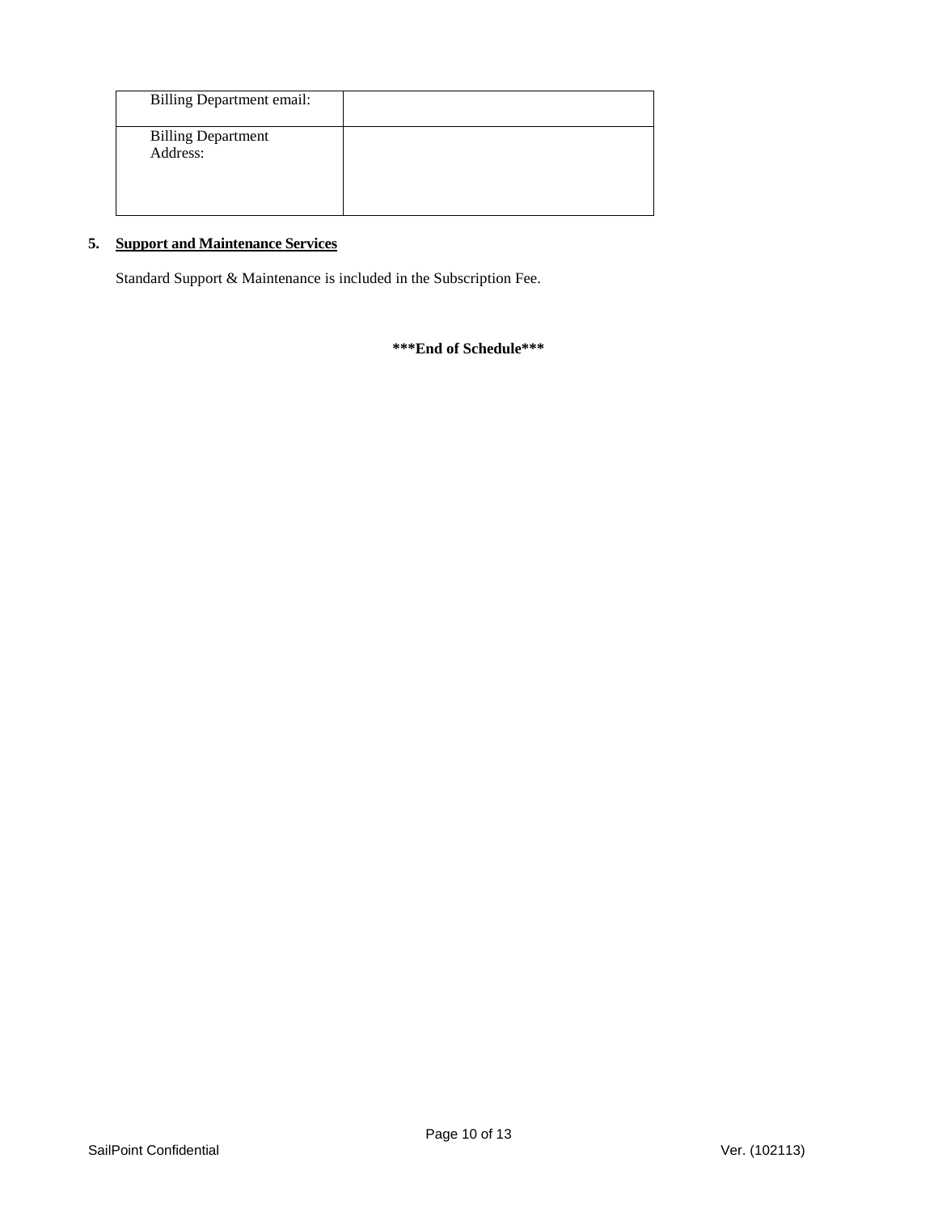| Billing Department email: | |
|---|---|
| Billing Department Address: | |

**5. Support and Maintenance Services**

Standard Support & Maintenance is included in the Subscription Fee.

**\*\*\*End of Schedule\*\*\***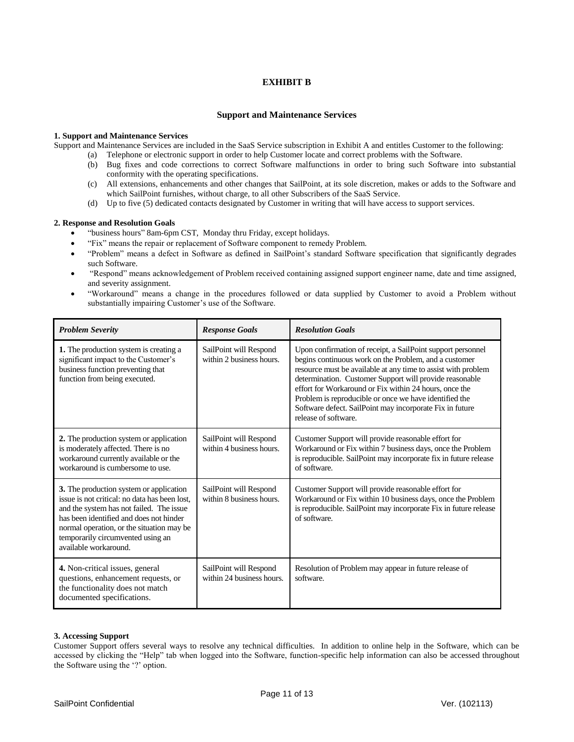# EXHIBIT B

## Support and Maintenance Services

**1. Support and Maintenance Services**

Support and Maintenance Services are included in the SaaS Service subscription in Exhibit A and entitles Customer to the following:

(a) Telephone or electronic support in order to help Customer locate and correct problems with the Software.

(b) Bug fixes and code corrections to correct Software malfunctions in order to bring such Software into substantial conformity with the operating specifications.

(c) All extensions, enhancements and other changes that SailPoint, at its sole discretion, makes or adds to the Software and which SailPoint furnishes, without charge, to all other Subscribers of the SaaS Service.

(d) Up to five (5) dedicated contacts designated by Customer in writing that will have access to support services.

**2. Response and Resolution Goals**

- "business hours" 8am-6pm CST, Monday thru Friday, except holidays.
- "Fix" means the repair or replacement of Software component to remedy Problem.
- "Problem" means a defect in Software as defined in SailPoint's standard Software specification that significantly degrades such Software.
- "Respond" means acknowledgement of Problem received containing assigned support engineer name, date and time assigned, and severity assignment.
- "Workaround" means a change in the procedures followed or data supplied by Customer to avoid a Problem without substantially impairing Customer's use of the Software.

| ***Problem Severity*** | ***Response Goals*** | ***Resolution Goals*** |
|---|---|---|
| **1.** The production system is creating a significant impact to the Customer's business function preventing that function from being executed. | SailPoint will Respond within 2 business hours. | Upon confirmation of receipt, a SailPoint support personnel begins continuous work on the Problem, and a customer resource must be available at any time to assist with problem determination. Customer Support will provide reasonable effort for Workaround or Fix within 24 hours, once the Problem is reproducible or once we have identified the Software defect. SailPoint may incorporate Fix in future release of software. |
| **2.** The production system or application is moderately affected. There is no workaround currently available or the workaround is cumbersome to use. | SailPoint will Respond within 4 business hours. | Customer Support will provide reasonable effort for Workaround or Fix within 7 business days, once the Problem is reproducible. SailPoint may incorporate fix in future release of software. |
| **3.** The production system or application issue is not critical: no data has been lost, and the system has not failed. The issue has been identified and does not hinder normal operation, or the situation may be temporarily circumvented using an available workaround. | SailPoint will Respond within 8 business hours. | Customer Support will provide reasonable effort for Workaround or Fix within 10 business days, once the Problem is reproducible. SailPoint may incorporate Fix in future release of software. |
| **4.** Non-critical issues, general questions, enhancement requests, or the functionality does not match documented specifications. | SailPoint will Respond within 24 business hours. | Resolution of Problem may appear in future release of software. |

**3. Accessing Support**

Customer Support offers several ways to resolve any technical difficulties. In addition to online help in the Software, which can be accessed by clicking the "Help" tab when logged into the Software, function-specific help information can also be accessed throughout the Software using the '?' option.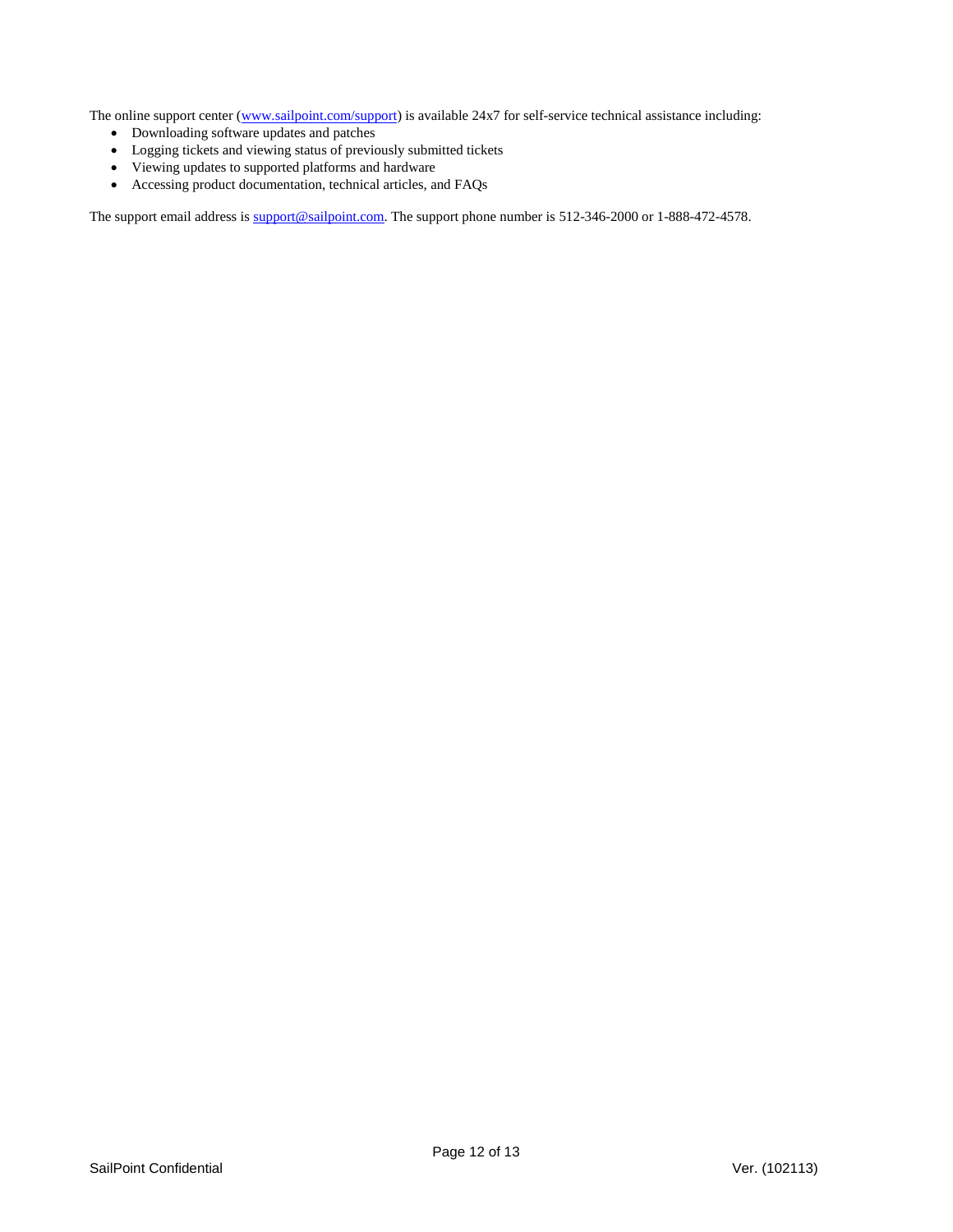The online support center (www.sailpoint.com/support) is available 24x7 for self-service technical assistance including:

- Downloading software updates and patches
- Logging tickets and viewing status of previously submitted tickets
- Viewing updates to supported platforms and hardware
- Accessing product documentation, technical articles, and FAQs

The support email address is support@sailpoint.com. The support phone number is 512-346-2000 or 1-888-472-4578.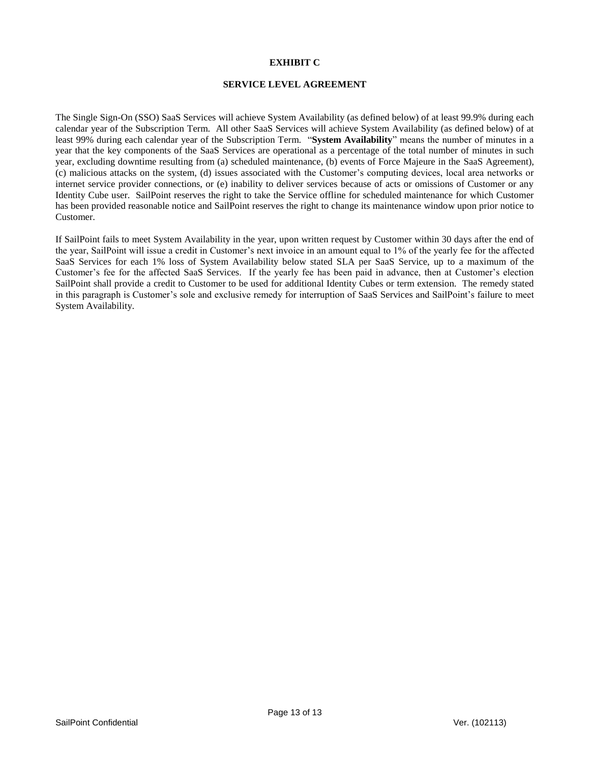# EXHIBIT C

## SERVICE LEVEL AGREEMENT

The Single Sign-On (SSO) SaaS Services will achieve System Availability (as defined below) of at least 99.9% during each calendar year of the Subscription Term. All other SaaS Services will achieve System Availability (as defined below) of at least 99% during each calendar year of the Subscription Term. "**System Availability**" means the number of minutes in a year that the key components of the SaaS Services are operational as a percentage of the total number of minutes in such year, excluding downtime resulting from (a) scheduled maintenance, (b) events of Force Majeure in the SaaS Agreement), (c) malicious attacks on the system, (d) issues associated with the Customer's computing devices, local area networks or internet service provider connections, or (e) inability to deliver services because of acts or omissions of Customer or any Identity Cube user. SailPoint reserves the right to take the Service offline for scheduled maintenance for which Customer has been provided reasonable notice and SailPoint reserves the right to change its maintenance window upon prior notice to Customer.

If SailPoint fails to meet System Availability in the year, upon written request by Customer within 30 days after the end of the year, SailPoint will issue a credit in Customer's next invoice in an amount equal to 1% of the yearly fee for the affected SaaS Services for each 1% loss of System Availability below stated SLA per SaaS Service, up to a maximum of the Customer's fee for the affected SaaS Services. If the yearly fee has been paid in advance, then at Customer's election SailPoint shall provide a credit to Customer to be used for additional Identity Cubes or term extension. The remedy stated in this paragraph is Customer's sole and exclusive remedy for interruption of SaaS Services and SailPoint's failure to meet System Availability.